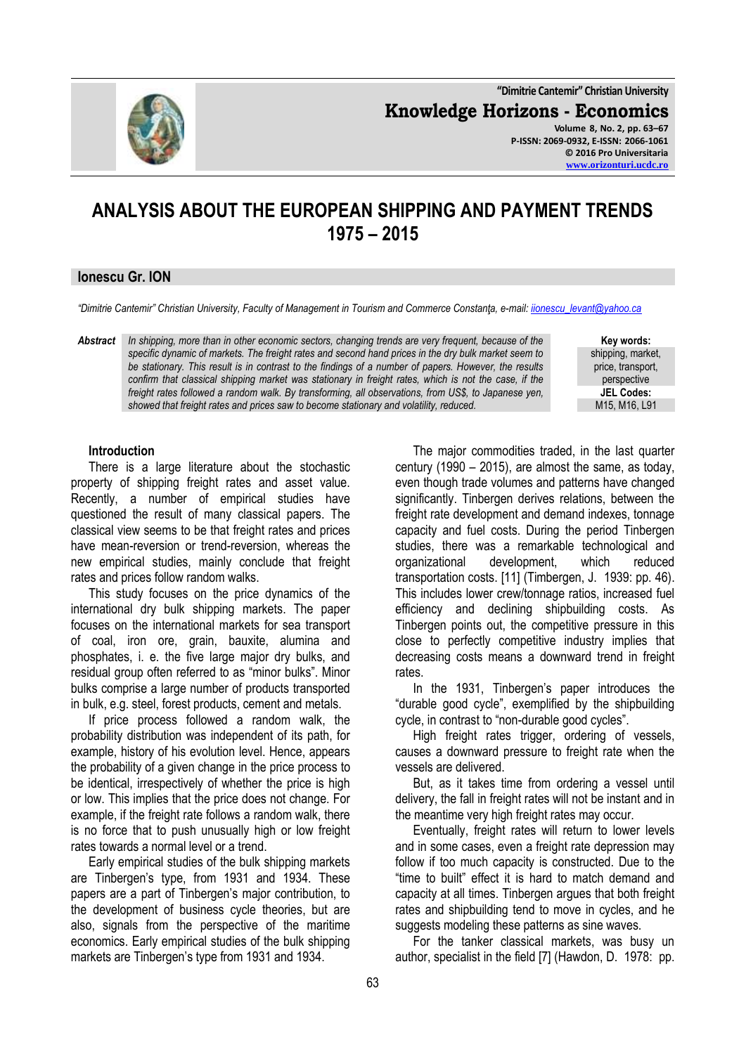# ANALYSIS ABOUT THE EUROPEAN SHIPPING AND PAYMENT TRENDS 1975 – 2015

**Ionescu Gr. ION**

*"Dimitrie Cantemir" Christian University, Faculty of Management in Tourism and Commerce Constanţa, e-mail: iionescu_levant@yahoo.ca*

***Abstract*** *In shipping, more than in other economic sectors, changing trends are very frequent, because of the specific dynamic of markets. The freight rates and second hand prices in the dry bulk market seem to be stationary. This result is in contrast to the findings of a number of papers. However, the results confirm that classical shipping market was stationary in freight rates, which is not the case, if the freight rates followed a random walk. By transforming, all observations, from US$, to Japanese yen, showed that freight rates and prices saw to become stationary and volatility, reduced.*

**Key words:** shipping, market, price, transport, perspective

**JEL Codes:** M15, M16, L91

## Introduction

There is a large literature about the stochastic property of shipping freight rates and asset value. Recently, a number of empirical studies have questioned the result of many classical papers. The classical view seems to be that freight rates and prices have mean-reversion or trend-reversion, whereas the new empirical studies, mainly conclude that freight rates and prices follow random walks.

This study focuses on the price dynamics of the international dry bulk shipping markets. The paper focuses on the international markets for sea transport of coal, iron ore, grain, bauxite, alumina and phosphates, i. e. the five large major dry bulks, and residual group often referred to as "minor bulks". Minor bulks comprise a large number of products transported in bulk, e.g. steel, forest products, cement and metals.

If price process followed a random walk, the probability distribution was independent of its path, for example, history of his evolution level. Hence, appears the probability of a given change in the price process to be identical, irrespectively of whether the price is high or low. This implies that the price does not change. For example, if the freight rate follows a random walk, there is no force that to push unusually high or low freight rates towards a normal level or a trend.

Early empirical studies of the bulk shipping markets are Tinbergen's type, from 1931 and 1934. These papers are a part of Tinbergen's major contribution, to the development of business cycle theories, but are also, signals from the perspective of the maritime economics. Early empirical studies of the bulk shipping markets are Tinbergen's type from 1931 and 1934.

The major commodities traded, in the last quarter century (1990 – 2015), are almost the same, as today, even though trade volumes and patterns have changed significantly. Tinbergen derives relations, between the freight rate development and demand indexes, tonnage capacity and fuel costs. During the period Tinbergen studies, there was a remarkable technological and organizational development, which reduced transportation costs. [11] (Timbergen, J. 1939: pp. 46). This includes lower crew/tonnage ratios, increased fuel efficiency and declining shipbuilding costs. As Tinbergen points out, the competitive pressure in this close to perfectly competitive industry implies that decreasing costs means a downward trend in freight rates.

In the 1931, Tinbergen's paper introduces the "durable good cycle", exemplified by the shipbuilding cycle, in contrast to "non-durable good cycles".

High freight rates trigger, ordering of vessels, causes a downward pressure to freight rate when the vessels are delivered.

But, as it takes time from ordering a vessel until delivery, the fall in freight rates will not be instant and in the meantime very high freight rates may occur.

Eventually, freight rates will return to lower levels and in some cases, even a freight rate depression may follow if too much capacity is constructed. Due to the "time to built" effect it is hard to match demand and capacity at all times. Tinbergen argues that both freight rates and shipbuilding tend to move in cycles, and he suggests modeling these patterns as sine waves.

For the tanker classical markets, was busy un author, specialist in the field [7] (Hawdon, D. 1978: pp.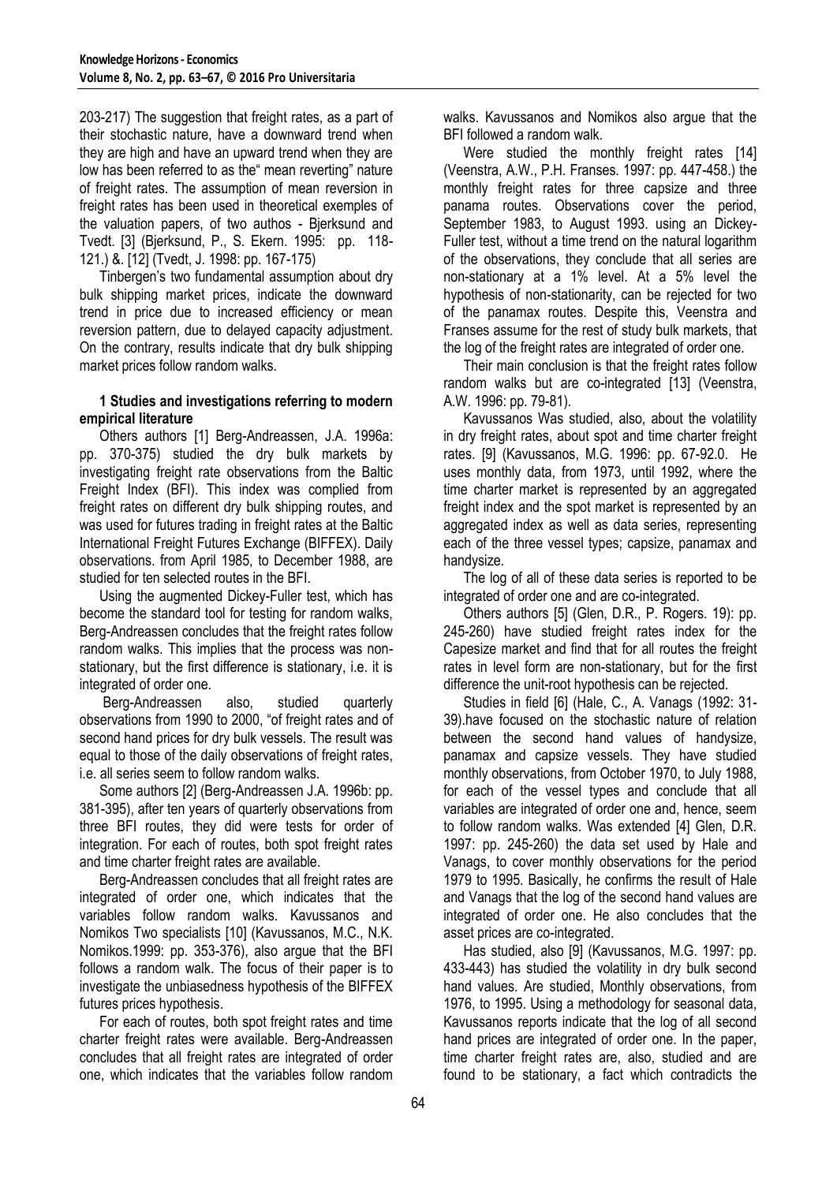203-217) The suggestion that freight rates, as a part of their stochastic nature, have a downward trend when they are high and have an upward trend when they are low has been referred to as the" mean reverting" nature of freight rates. The assumption of mean reversion in freight rates has been used in theoretical exemples of the valuation papers, of two authos - Bjerksund and Tvedt. [3] (Bjerksund, P., S. Ekern. 1995: pp. 118-121.) &. [12] (Tvedt, J. 1998: pp. 167-175)

Tinbergen's two fundamental assumption about dry bulk shipping market prices, indicate the downward trend in price due to increased efficiency or mean reversion pattern, due to delayed capacity adjustment. On the contrary, results indicate that dry bulk shipping market prices follow random walks.

**1 Studies and investigations referring to modern empirical literature**

Others authors [1] Berg-Andreassen, J.A. 1996a: pp. 370-375) studied the dry bulk markets by investigating freight rate observations from the Baltic Freight Index (BFI). This index was complied from freight rates on different dry bulk shipping routes, and was used for futures trading in freight rates at the Baltic International Freight Futures Exchange (BIFFEX). Daily observations. from April 1985, to December 1988, are studied for ten selected routes in the BFI.

Using the augmented Dickey-Fuller test, which has become the standard tool for testing for random walks, Berg-Andreassen concludes that the freight rates follow random walks. This implies that the process was non-stationary, but the first difference is stationary, i.e. it is integrated of order one.

Berg-Andreassen also, studied quarterly observations from 1990 to 2000, "of freight rates and of second hand prices for dry bulk vessels. The result was equal to those of the daily observations of freight rates, i.e. all series seem to follow random walks.

Some authors [2] (Berg-Andreassen J.A. 1996b: pp. 381-395), after ten years of quarterly observations from three BFI routes, they did were tests for order of integration. For each of routes, both spot freight rates and time charter freight rates are available.

Berg-Andreassen concludes that all freight rates are integrated of order one, which indicates that the variables follow random walks. Kavussanos and Nomikos Two specialists [10] (Kavussanos, M.C., N.K. Nomikos.1999: pp. 353-376), also argue that the BFI follows a random walk. The focus of their paper is to investigate the unbiasedness hypothesis of the BIFFEX futures prices hypothesis.

For each of routes, both spot freight rates and time charter freight rates were available. Berg-Andreassen concludes that all freight rates are integrated of order one, which indicates that the variables follow random walks. Kavussanos and Nomikos also argue that the BFI followed a random walk.

Were studied the monthly freight rates [14] (Veenstra, A.W., P.H. Franses. 1997: pp. 447-458.) the monthly freight rates for three capsize and three panama routes. Observations cover the period, September 1983, to August 1993. using an Dickey-Fuller test, without a time trend on the natural logarithm of the observations, they conclude that all series are non-stationary at a 1% level. At a 5% level the hypothesis of non-stationarity, can be rejected for two of the panamax routes. Despite this, Veenstra and Franses assume for the rest of study bulk markets, that the log of the freight rates are integrated of order one.

Their main conclusion is that the freight rates follow random walks but are co-integrated [13] (Veenstra, A.W. 1996: pp. 79-81).

Kavussanos Was studied, also, about the volatility in dry freight rates, about spot and time charter freight rates. [9] (Kavussanos, M.G. 1996: pp. 67-92.0. He uses monthly data, from 1973, until 1992, where the time charter market is represented by an aggregated freight index and the spot market is represented by an aggregated index as well as data series, representing each of the three vessel types; capsize, panamax and handysize.

The log of all of these data series is reported to be integrated of order one and are co-integrated.

Others authors [5] (Glen, D.R., P. Rogers. 19): pp. 245-260) have studied freight rates index for the Capesize market and find that for all routes the freight rates in level form are non-stationary, but for the first difference the unit-root hypothesis can be rejected.

Studies in field [6] (Hale, C., A. Vanags (1992: 31-39).have focused on the stochastic nature of relation between the second hand values of handysize, panamax and capsize vessels. They have studied monthly observations, from October 1970, to July 1988, for each of the vessel types and conclude that all variables are integrated of order one and, hence, seem to follow random walks. Was extended [4] Glen, D.R. 1997: pp. 245-260) the data set used by Hale and Vanags, to cover monthly observations for the period 1979 to 1995. Basically, he confirms the result of Hale and Vanags that the log of the second hand values are integrated of order one. He also concludes that the asset prices are co-integrated.

Has studied, also [9] (Kavussanos, M.G. 1997: pp. 433-443) has studied the volatility in dry bulk second hand values. Are studied, Monthly observations, from 1976, to 1995. Using a methodology for seasonal data, Kavussanos reports indicate that the log of all second hand prices are integrated of order one. In the paper, time charter freight rates are, also, studied and are found to be stationary, a fact which contradicts the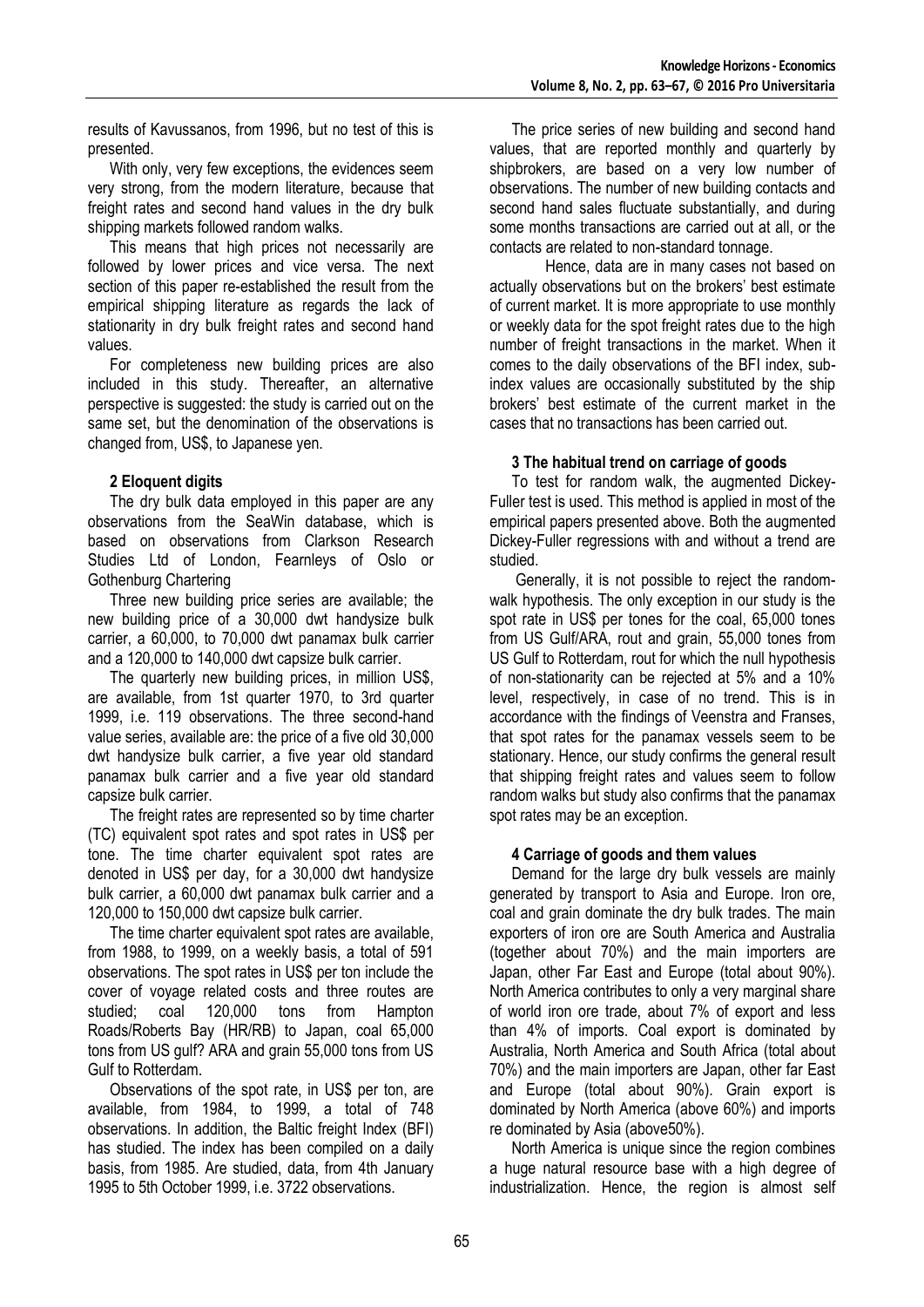results of Kavussanos, from 1996, but no test of this is presented.

With only, very few exceptions, the evidences seem very strong, from the modern literature, because that freight rates and second hand values in the dry bulk shipping markets followed random walks.

This means that high prices not necessarily are followed by lower prices and vice versa. The next section of this paper re-established the result from the empirical shipping literature as regards the lack of stationarity in dry bulk freight rates and second hand values.

For completeness new building prices are also included in this study. Thereafter, an alternative perspective is suggested: the study is carried out on the same set, but the denomination of the observations is changed from, US$, to Japanese yen.

## 2 Eloquent digits

The dry bulk data employed in this paper are any observations from the SeaWin database, which is based on observations from Clarkson Research Studies Ltd of London, Fearnleys of Oslo or Gothenburg Chartering

Three new building price series are available; the new building price of a 30,000 dwt handysize bulk carrier, a 60,000, to 70,000 dwt panamax bulk carrier and a 120,000 to 140,000 dwt capsize bulk carrier.

The quarterly new building prices, in million US$, are available, from 1st quarter 1970, to 3rd quarter 1999, i.e. 119 observations. The three second-hand value series, available are: the price of a five old 30,000 dwt handysize bulk carrier, a five year old standard panamax bulk carrier and a five year old standard capsize bulk carrier.

The freight rates are represented so by time charter (TC) equivalent spot rates and spot rates in US$ per tone. The time charter equivalent spot rates are denoted in US$ per day, for a 30,000 dwt handysize bulk carrier, a 60,000 dwt panamax bulk carrier and a 120,000 to 150,000 dwt capsize bulk carrier.

The time charter equivalent spot rates are available, from 1988, to 1999, on a weekly basis, a total of 591 observations. The spot rates in US$ per ton include the cover of voyage related costs and three routes are studied; coal 120,000 tons from Hampton Roads/Roberts Bay (HR/RB) to Japan, coal 65,000 tons from US gulf? ARA and grain 55,000 tons from US Gulf to Rotterdam.

Observations of the spot rate, in US$ per ton, are available, from 1984, to 1999, a total of 748 observations. In addition, the Baltic freight Index (BFI) has studied. The index has been compiled on a daily basis, from 1985. Are studied, data, from 4th January 1995 to 5th October 1999, i.e. 3722 observations.

The price series of new building and second hand values, that are reported monthly and quarterly by shipbrokers, are based on a very low number of observations. The number of new building contacts and second hand sales fluctuate substantially, and during some months transactions are carried out at all, or the contacts are related to non-standard tonnage.

Hence, data are in many cases not based on actually observations but on the brokers' best estimate of current market. It is more appropriate to use monthly or weekly data for the spot freight rates due to the high number of freight transactions in the market. When it comes to the daily observations of the BFI index, sub-index values are occasionally substituted by the ship brokers' best estimate of the current market in the cases that no transactions has been carried out.

## 3 The habitual trend on carriage of goods

To test for random walk, the augmented Dickey-Fuller test is used. This method is applied in most of the empirical papers presented above. Both the augmented Dickey-Fuller regressions with and without a trend are studied.

Generally, it is not possible to reject the random-walk hypothesis. The only exception in our study is the spot rate in US$ per tones for the coal, 65,000 tones from US Gulf/ARA, rout and grain, 55,000 tones from US Gulf to Rotterdam, rout for which the null hypothesis of non-stationarity can be rejected at 5% and a 10% level, respectively, in case of no trend. This is in accordance with the findings of Veenstra and Franses, that spot rates for the panamax vessels seem to be stationary. Hence, our study confirms the general result that shipping freight rates and values seem to follow random walks but study also confirms that the panamax spot rates may be an exception.

## 4 Carriage of goods and them values

Demand for the large dry bulk vessels are mainly generated by transport to Asia and Europe. Iron ore, coal and grain dominate the dry bulk trades. The main exporters of iron ore are South America and Australia (together about 70%) and the main importers are Japan, other Far East and Europe (total about 90%). North America contributes to only a very marginal share of world iron ore trade, about 7% of export and less than 4% of imports. Coal export is dominated by Australia, North America and South Africa (total about 70%) and the main importers are Japan, other far East and Europe (total about 90%). Grain export is dominated by North America (above 60%) and imports re dominated by Asia (above50%).

North America is unique since the region combines a huge natural resource base with a high degree of industrialization. Hence, the region is almost self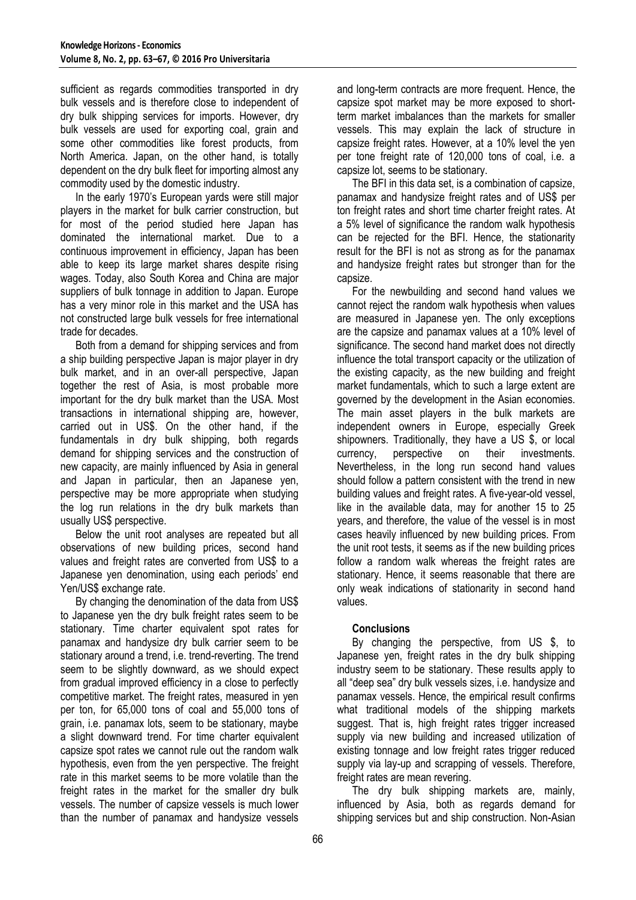sufficient as regards commodities transported in dry bulk vessels and is therefore close to independent of dry bulk shipping services for imports. However, dry bulk vessels are used for exporting coal, grain and some other commodities like forest products, from North America. Japan, on the other hand, is totally dependent on the dry bulk fleet for importing almost any commodity used by the domestic industry.

In the early 1970's European yards were still major players in the market for bulk carrier construction, but for most of the period studied here Japan has dominated the international market. Due to a continuous improvement in efficiency, Japan has been able to keep its large market shares despite rising wages. Today, also South Korea and China are major suppliers of bulk tonnage in addition to Japan. Europe has a very minor role in this market and the USA has not constructed large bulk vessels for free international trade for decades.

Both from a demand for shipping services and from a ship building perspective Japan is major player in dry bulk market, and in an over-all perspective, Japan together the rest of Asia, is most probable more important for the dry bulk market than the USA. Most transactions in international shipping are, however, carried out in US$. On the other hand, if the fundamentals in dry bulk shipping, both regards demand for shipping services and the construction of new capacity, are mainly influenced by Asia in general and Japan in particular, then an Japanese yen, perspective may be more appropriate when studying the log run relations in the dry bulk markets than usually US$ perspective.

Below the unit root analyses are repeated but all observations of new building prices, second hand values and freight rates are converted from US$ to a Japanese yen denomination, using each periods' end Yen/US$ exchange rate.

By changing the denomination of the data from US$ to Japanese yen the dry bulk freight rates seem to be stationary. Time charter equivalent spot rates for panamax and handysize dry bulk carrier seem to be stationary around a trend, i.e. trend-reverting. The trend seem to be slightly downward, as we should expect from gradual improved efficiency in a close to perfectly competitive market. The freight rates, measured in yen per ton, for 65,000 tons of coal and 55,000 tons of grain, i.e. panamax lots, seem to be stationary, maybe a slight downward trend. For time charter equivalent capsize spot rates we cannot rule out the random walk hypothesis, even from the yen perspective. The freight rate in this market seems to be more volatile than the freight rates in the market for the smaller dry bulk vessels. The number of capsize vessels is much lower than the number of panamax and handysize vessels and long-term contracts are more frequent. Hence, the capsize spot market may be more exposed to short-term market imbalances than the markets for smaller vessels. This may explain the lack of structure in capsize freight rates. However, at a 10% level the yen per tone freight rate of 120,000 tons of coal, i.e. a capsize lot, seems to be stationary.

The BFI in this data set, is a combination of capsize, panamax and handysize freight rates and of US$ per ton freight rates and short time charter freight rates. At a 5% level of significance the random walk hypothesis can be rejected for the BFI. Hence, the stationarity result for the BFI is not as strong as for the panamax and handysize freight rates but stronger than for the capsize.

For the newbuilding and second hand values we cannot reject the random walk hypothesis when values are measured in Japanese yen. The only exceptions are the capsize and panamax values at a 10% level of significance. The second hand market does not directly influence the total transport capacity or the utilization of the existing capacity, as the new building and freight market fundamentals, which to such a large extent are governed by the development in the Asian economies. The main asset players in the bulk markets are independent owners in Europe, especially Greek shipowners. Traditionally, they have a US $, or local currency, perspective on their investments. Nevertheless, in the long run second hand values should follow a pattern consistent with the trend in new building values and freight rates. A five-year-old vessel, like in the available data, may for another 15 to 25 years, and therefore, the value of the vessel is in most cases heavily influenced by new building prices. From the unit root tests, it seems as if the new building prices follow a random walk whereas the freight rates are stationary. Hence, it seems reasonable that there are only weak indications of stationarity in second hand values.

### Conclusions

By changing the perspective, from US $, to Japanese yen, freight rates in the dry bulk shipping industry seem to be stationary. These results apply to all "deep sea" dry bulk vessels sizes, i.e. handysize and panamax vessels. Hence, the empirical result confirms what traditional models of the shipping markets suggest. That is, high freight rates trigger increased supply via new building and increased utilization of existing tonnage and low freight rates trigger reduced supply via lay-up and scrapping of vessels. Therefore, freight rates are mean revering.

The dry bulk shipping markets are, mainly, influenced by Asia, both as regards demand for shipping services but and ship construction. Non-Asian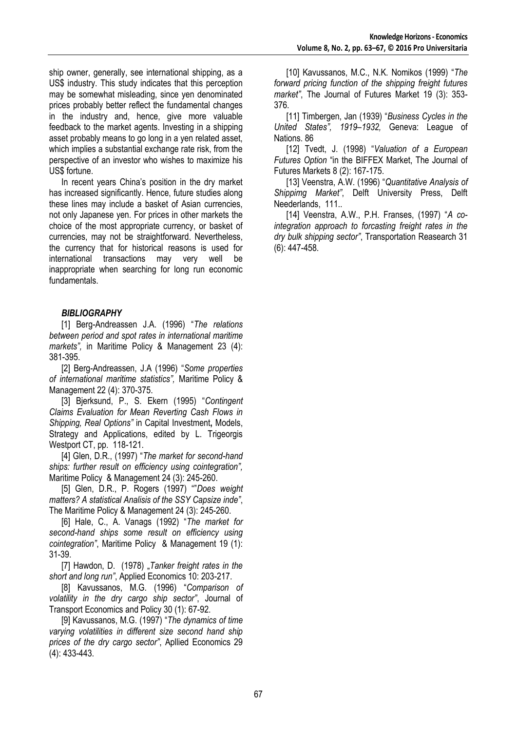ship owner, generally, see international shipping, as a US$ industry. This study indicates that this perception may be somewhat misleading, since yen denominated prices probably better reflect the fundamental changes in the industry and, hence, give more valuable feedback to the market agents. Investing in a shipping asset probably means to go long in a yen related asset, which implies a substantial exchange rate risk, from the perspective of an investor who wishes to maximize his US$ fortune.

In recent years China's position in the dry market has increased significantly. Hence, future studies along these lines may include a basket of Asian currencies, not only Japanese yen. For prices in other markets the choice of the most appropriate currency, or basket of currencies, may not be straightforward. Nevertheless, the currency that for historical reasons is used for international transactions may very well be inappropriate when searching for long run economic fundamentals.

### *BIBLIOGRAPHY*

[1] Berg-Andreassen J.A. (1996) "*The relations between period and spot rates in international maritime markets",* in Maritime Policy & Management 23 (4): 381-395.

[2] Berg-Andreassen, J.A (1996) "*Some properties of international maritime statistics",* Maritime Policy & Management 22 (4): 370-375.

[3] Bjerksund, P., S. Ekern (1995) "*Contingent Claims Evaluation for Mean Reverting Cash Flows in Shipping, Real Options"* in Capital Investment**,** Models, Strategy and Applications, edited by L. Trigeorgis Westport CT, pp. 118-121.

[4] Glen, D.R., (1997) "*The market for second-hand ships: further result on efficiency using cointegration",* Maritime Policy & Management 24 (3): 245-260.

[5] Glen, D.R., P. Rogers (1997) ""*Does weight matters? A statistical Analisis of the SSY Capsize inde"*, The Maritime Policy & Management 24 (3): 245-260.

[6] Hale, C., A. Vanags (1992) "*The market for second-hand ships some result on efficiency using cointegration"*, Maritime Policy & Management 19 (1): 31-39.

[7] Hawdon, D. (1978) „*Tanker freight rates in the short and long run"*, Applied Economics 10: 203-217.

[8] Kavussanos, M.G. (1996) "*Comparison of volatility in the dry cargo ship sector"*, Journal of Transport Economics and Policy 30 (1): 67-92.

[9] Kavussanos, M.G. (1997) "*The dynamics of time varying volatilities in different size second hand ship prices of the dry cargo sector"*, Apllied Economics 29 (4): 433-443.

[10] Kavussanos, M.C., N.K. Nomikos (1999) "*The forward pricing function of the shipping freight futures market"*, The Journal of Futures Market 19 (3): 353-376.

[11] Timbergen, Jan (1939) "*Business Cycles in the United States", 1919–1932,* Geneva: League of Nations. 86

[12] Tvedt, J. (1998) "*Valuation of a European Futures Option* "in the BIFFEX Market, The Journal of Futures Markets 8 (2): 167-175.

[13] Veenstra, A.W. (1996) "*Quantitative Analysis of Shippimg Market"*, Delft University Press, Delft Neederlands, 111..

[14] Veenstra, A.W., P.H. Franses, (1997) "*A co-integration approach to forcasting freight rates in the dry bulk shipping sector"*, Transportation Reasearch 31 (6): 447-458.